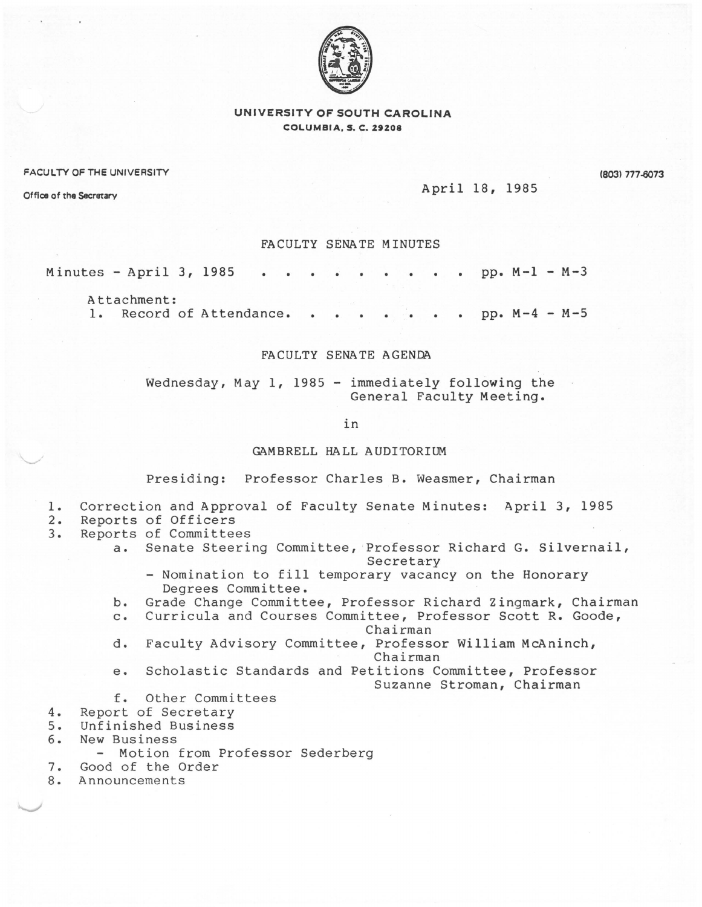**UNIVERSITY OF SOUTH CAROLINA**
**COLUMBIA, S. C. 29208**

FACULTY OF THE UNIVERSITY

Office of the Secretary

(803) 777-6073

April 18, 1985

## FACULTY SENATE MINUTES

Minutes - April 3, 1985 . . . . . . . . . . pp. M-1 - M-3

Attachment:
1. Record of Attendance. . . . . . . . pp. M-4 - M-5

## FACULTY SENATE AGENDA

Wednesday, May 1, 1985 - immediately following the General Faculty Meeting.

in

GAMBRELL HALL AUDITORIUM

Presiding: Professor Charles B. Weasmer, Chairman

1. Correction and Approval of Faculty Senate Minutes: April 3, 1985
2. Reports of Officers
3. Reports of Committees
   a. Senate Steering Committee, Professor Richard G. Silvernail, Secretary
      - Nomination to fill temporary vacancy on the Honorary Degrees Committee.
   b. Grade Change Committee, Professor Richard Zingmark, Chairman
   c. Curricula and Courses Committee, Professor Scott R. Goode, Chairman
   d. Faculty Advisory Committee, Professor William McAninch, Chairman
   e. Scholastic Standards and Petitions Committee, Professor Suzanne Stroman, Chairman
   f. Other Committees
4. Report of Secretary
5. Unfinished Business
6. New Business
   - Motion from Professor Sederberg
7. Good of the Order
8. Announcements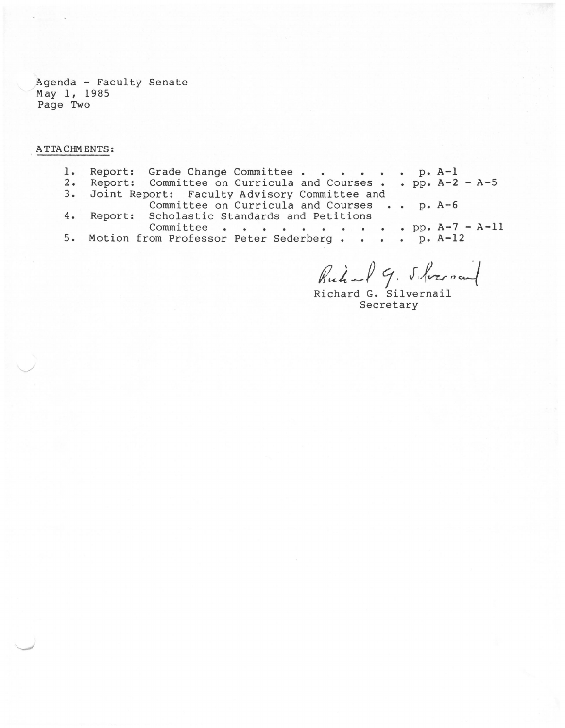Agenda - Faculty Senate
May 1, 1985
Page Two

ATTACHMENTS:

1. Report: Grade Change Committee . . . . . . . p. A-1
2. Report: Committee on Curricula and Courses . . pp. A-2 - A-5
3. Joint Report: Faculty Advisory Committee and Committee on Curricula and Courses . . p. A-6
4. Report: Scholastic Standards and Petitions Committee . . . . . . . . . . . pp. A-7 - A-11
5. Motion from Professor Peter Sederberg . . . . p. A-12

Richard G. Silvernail
Secretary